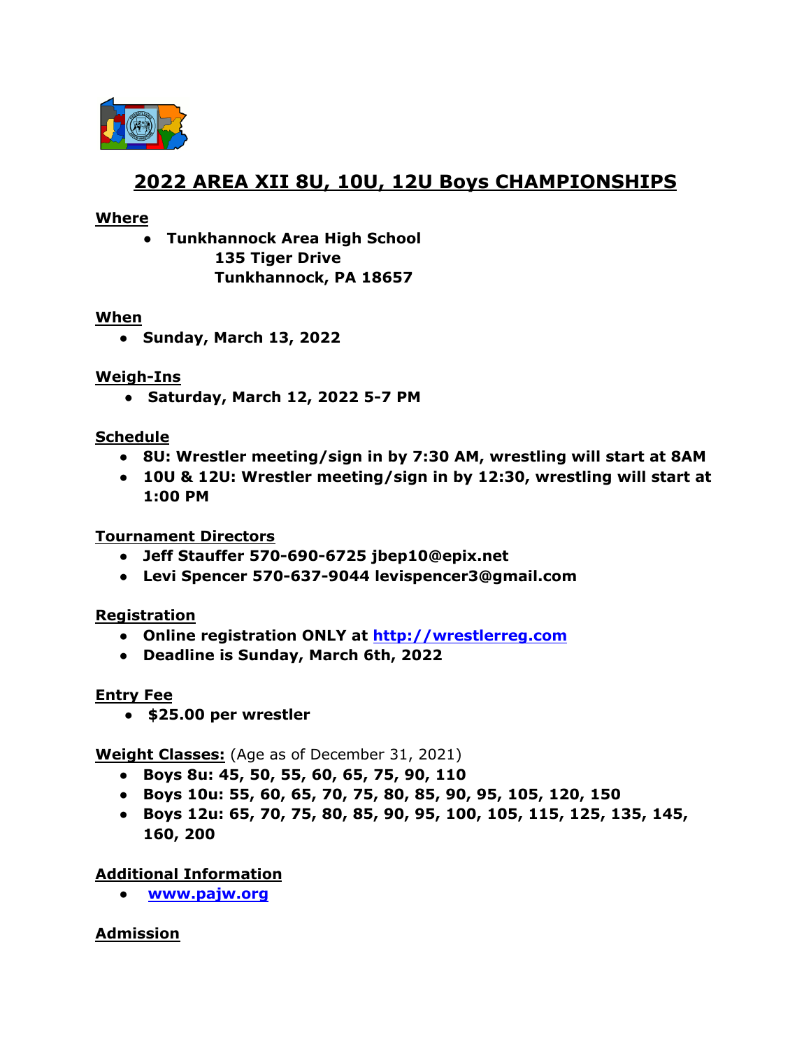# 2022 AREA XII 8U, 10U, 12U Boys CHAMPIONSHIPS

**Where**

- **Tunkhannock Area High School**
  **135 Tiger Drive**
  **Tunkhannock, PA 18657**

**When**

- **Sunday, March 13, 2022**

**Weigh-Ins**

- **Saturday, March 12, 2022 5-7 PM**

**Schedule**

- **8U: Wrestler meeting/sign in by 7:30 AM, wrestling will start at 8AM**
- **10U & 12U: Wrestler meeting/sign in by 12:30, wrestling will start at 1:00 PM**

**Tournament Directors**

- **Jeff Stauffer 570-690-6725 jbep10@epix.net**
- **Levi Spencer 570-637-9044 levispencer3@gmail.com**

**Registration**

- **Online registration ONLY at [http://wrestlerreg.com](http://wrestlerreg.com)**
- **Deadline is Sunday, March 6th, 2022**

**Entry Fee**

- **$25.00 per wrestler**

**Weight Classes:** (Age as of December 31, 2021)

- **Boys 8u: 45, 50, 55, 60, 65, 75, 90, 110**
- **Boys 10u: 55, 60, 65, 70, 75, 80, 85, 90, 95, 105, 120, 150**
- **Boys 12u: 65, 70, 75, 80, 85, 90, 95, 100, 105, 115, 125, 135, 145, 160, 200**

**Additional Information**

- **[www.pajw.org](http://www.pajw.org)**

**Admission**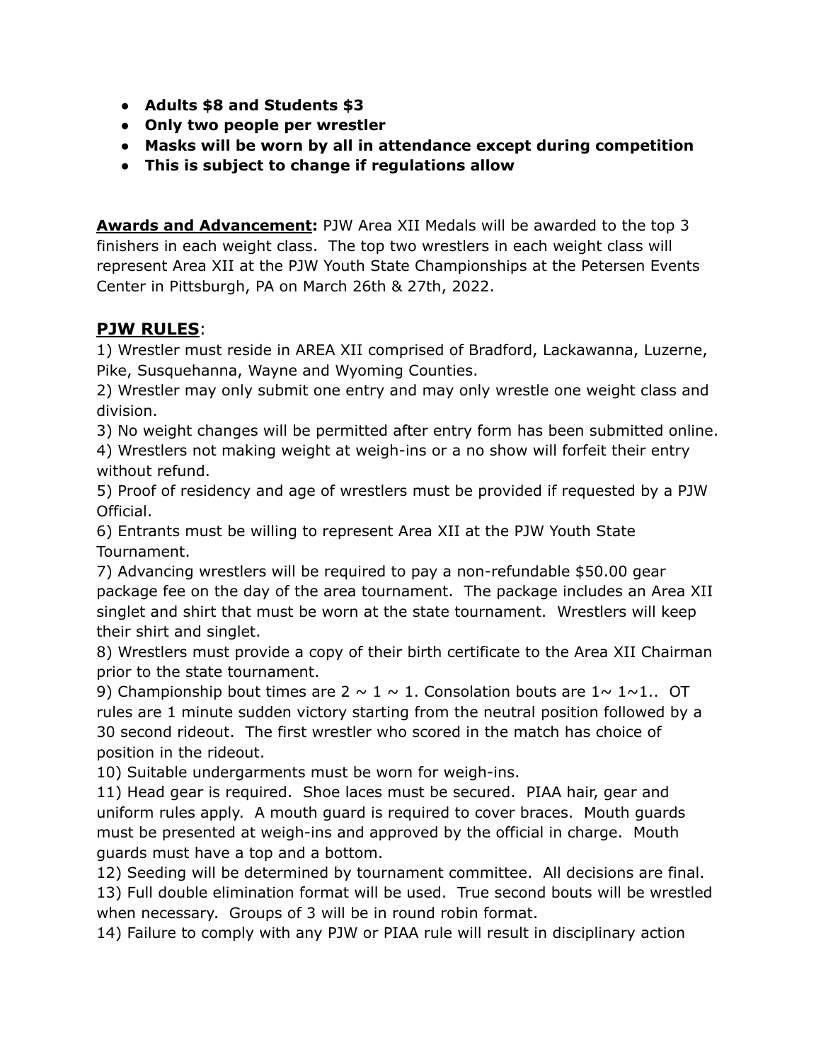- **Adults $8 and Students $3**
- **Only two people per wrestler**
- **Masks will be worn by all in attendance except during competition**
- **This is subject to change if regulations allow**

**Awards and Advancement:** PJW Area XII Medals will be awarded to the top 3 finishers in each weight class. The top two wrestlers in each weight class will represent Area XII at the PJW Youth State Championships at the Petersen Events Center in Pittsburgh, PA on March 26th & 27th, 2022.

## **PJW RULES**:

1) Wrestler must reside in AREA XII comprised of Bradford, Lackawanna, Luzerne, Pike, Susquehanna, Wayne and Wyoming Counties.
2) Wrestler may only submit one entry and may only wrestle one weight class and division.
3) No weight changes will be permitted after entry form has been submitted online.
4) Wrestlers not making weight at weigh-ins or a no show will forfeit their entry without refund.
5) Proof of residency and age of wrestlers must be provided if requested by a PJW Official.
6) Entrants must be willing to represent Area XII at the PJW Youth State Tournament.
7) Advancing wrestlers will be required to pay a non-refundable $50.00 gear package fee on the day of the area tournament. The package includes an Area XII singlet and shirt that must be worn at the state tournament. Wrestlers will keep their shirt and singlet.
8) Wrestlers must provide a copy of their birth certificate to the Area XII Chairman prior to the state tournament.
9) Championship bout times are 2 ~ 1 ~ 1. Consolation bouts are 1~ 1~1.. OT rules are 1 minute sudden victory starting from the neutral position followed by a 30 second rideout. The first wrestler who scored in the match has choice of position in the rideout.
10) Suitable undergarments must be worn for weigh-ins.
11) Head gear is required. Shoe laces must be secured. PIAA hair, gear and uniform rules apply. A mouth guard is required to cover braces. Mouth guards must be presented at weigh-ins and approved by the official in charge. Mouth guards must have a top and a bottom.
12) Seeding will be determined by tournament committee. All decisions are final.
13) Full double elimination format will be used. True second bouts will be wrestled when necessary. Groups of 3 will be in round robin format.
14) Failure to comply with any PJW or PIAA rule will result in disciplinary action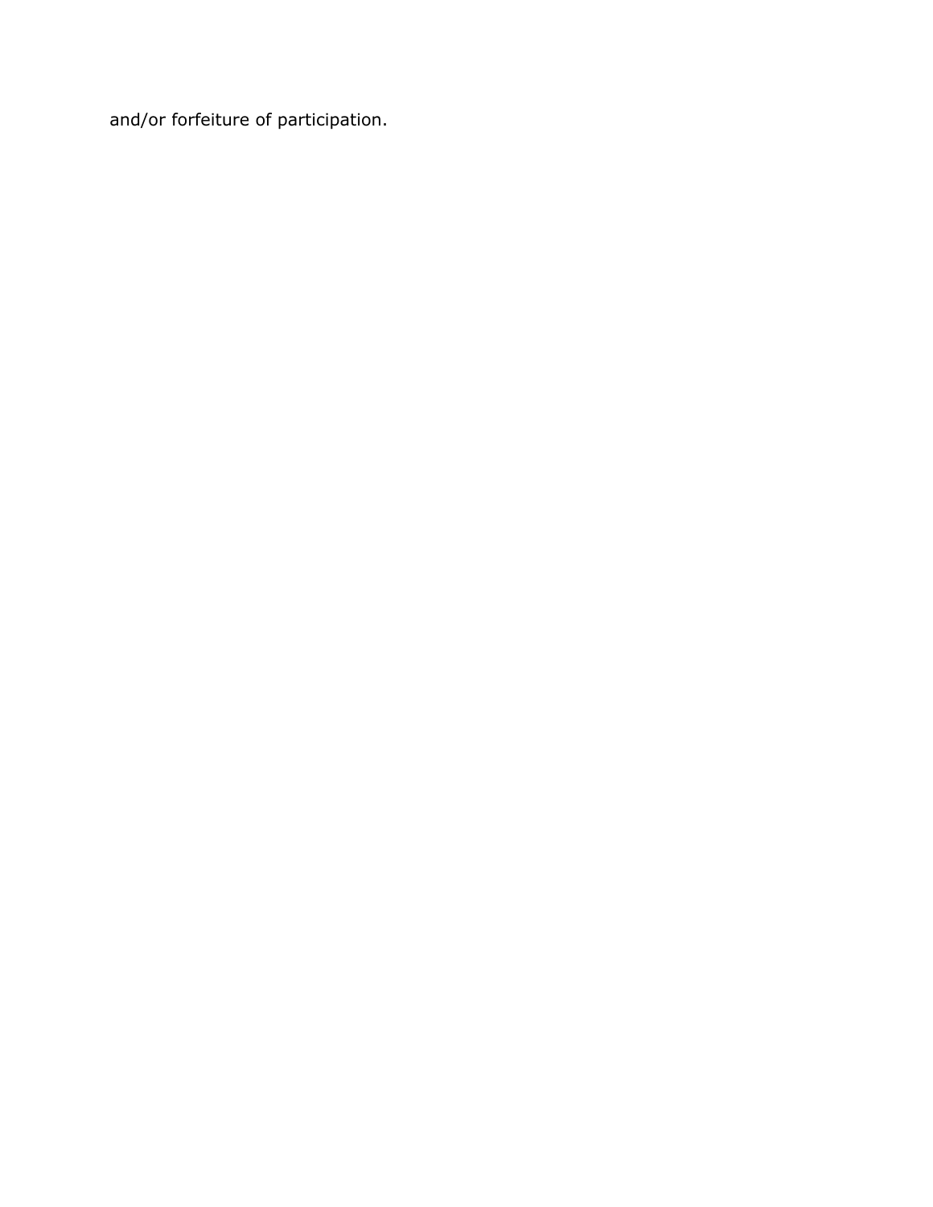and/or forfeiture of participation.